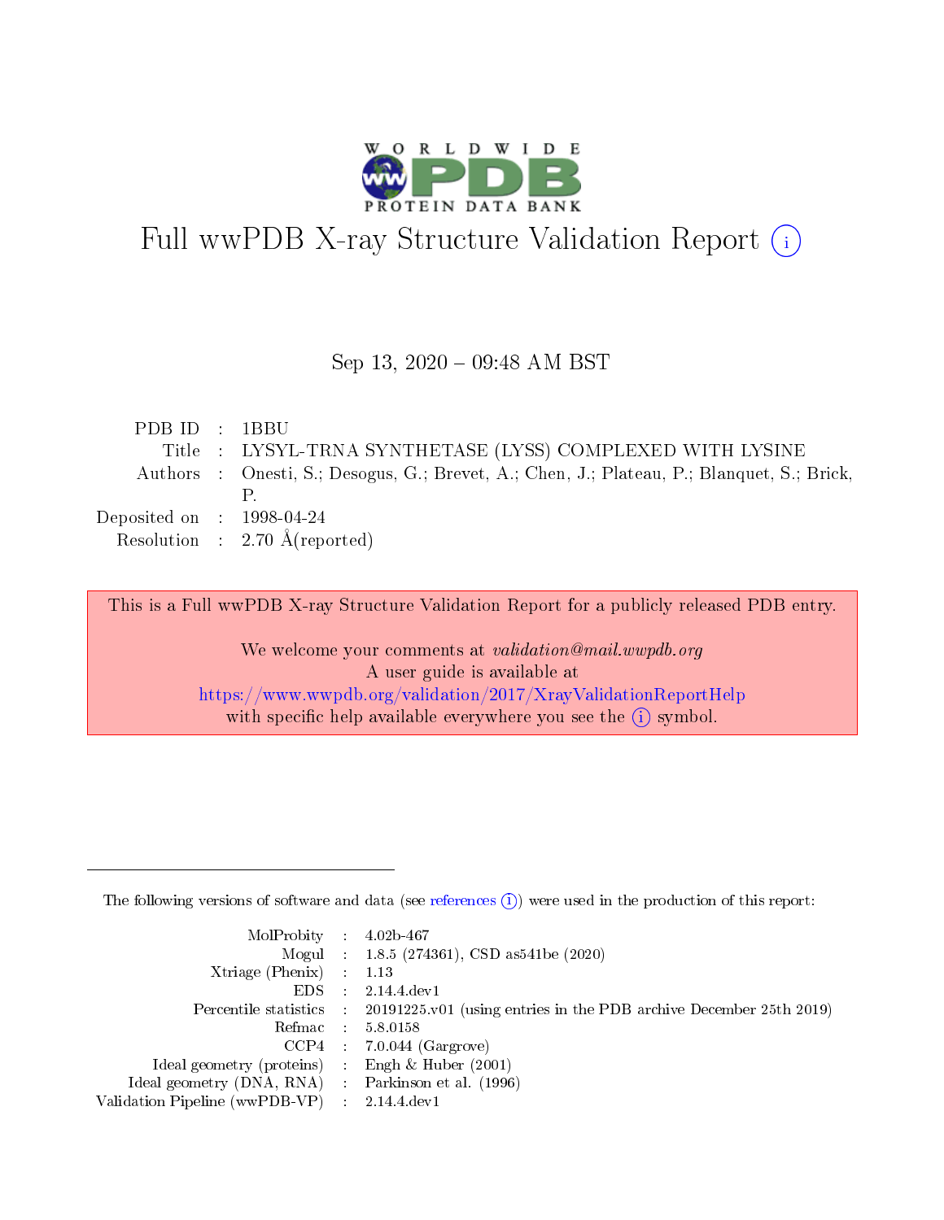# Full wwPDB X-ray Structure Validation Report (i)

Sep 13, 2020 – 09:48 AM BST

| | | |
|---|---|---|
| PDB ID | : | 1BBU |
| Title | : | LYSYL-TRNA SYNTHETASE (LYSS) COMPLEXED WITH LYSINE |
| Authors | : | Onesti, S.; Desogus, G.; Brevet, A.; Chen, J.; Plateau, P.; Blanquet, S.; Brick, P. |
| Deposited on | : | 1998-04-24 |
| Resolution | : | 2.70 Å(reported) |

This is a Full wwPDB X-ray Structure Validation Report for a publicly released PDB entry.

We welcome your comments at *validation@mail.wwpdb.org*
A user guide is available at
https://www.wwpdb.org/validation/2017/XrayValidationReportHelp
with specific help available everywhere you see the (i) symbol.

---

The following versions of software and data (see references (i)) were used in the production of this report:

| | | |
|---|---|---|
| MolProbity | : | 4.02b-467 |
| Mogul | : | 1.8.5 (274361), CSD as541be (2020) |
| Xtriage (Phenix) | : | 1.13 |
| EDS | : | 2.14.4.dev1 |
| Percentile statistics | : | 20191225.v01 (using entries in the PDB archive December 25th 2019) |
| Refmac | : | 5.8.0158 |
| CCP4 | : | 7.0.044 (Gargrove) |
| Ideal geometry (proteins) | : | Engh & Huber (2001) |
| Ideal geometry (DNA, RNA) | : | Parkinson et al. (1996) |
| Validation Pipeline (wwPDB-VP) | : | 2.14.4.dev1 |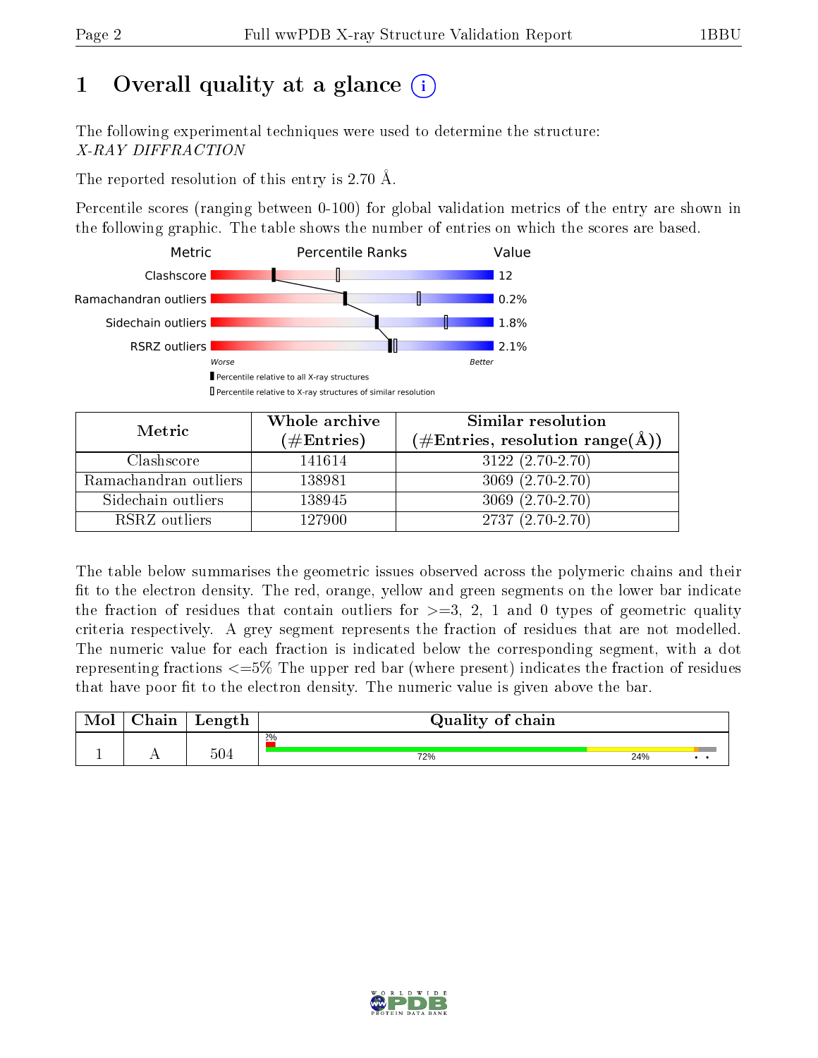# 1 Overall quality at a glance

The following experimental techniques were used to determine the structure:
*X-RAY DIFFRACTION*

The reported resolution of this entry is 2.70 Å.

Percentile scores (ranging between 0-100) for global validation metrics of the entry are shown in the following graphic. The table shows the number of entries on which the scores are based.

| Metric | Value |
|---|---|
| Clashscore | 12 |
| Ramachandran outliers | 0.2% |
| Sidechain outliers | 1.8% |
| RSRZ outliers | 2.1% |

Worse — Better

▮ Percentile relative to all X-ray structures
▯ Percentile relative to X-ray structures of similar resolution

| Metric | Whole archive (#Entries) | Similar resolution (#Entries, resolution range(Å)) |
|---|---|---|
| Clashscore | 141614 | 3122 (2.70-2.70) |
| Ramachandran outliers | 138981 | 3069 (2.70-2.70) |
| Sidechain outliers | 138945 | 3069 (2.70-2.70) |
| RSRZ outliers | 127900 | 2737 (2.70-2.70) |

The table below summarises the geometric issues observed across the polymeric chains and their fit to the electron density. The red, orange, yellow and green segments on the lower bar indicate the fraction of residues that contain outliers for >=3, 2, 1 and 0 types of geometric quality criteria respectively. A grey segment represents the fraction of residues that are not modelled. The numeric value for each fraction is indicated below the corresponding segment, with a dot representing fractions <=5% The upper red bar (where present) indicates the fraction of residues that have poor fit to the electron density. The numeric value is given above the bar.

| Mol | Chain | Length | Quality of chain |
|---|---|---|---|
| 1 | A | 504 | 2%; 72%, 24%, •, • |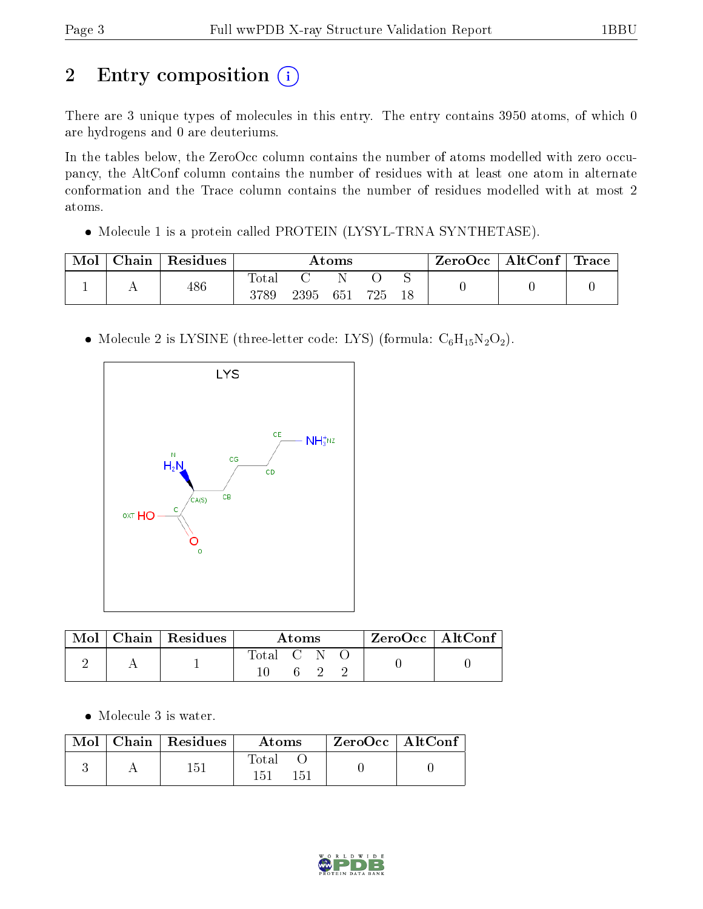## 2 Entry composition

There are 3 unique types of molecules in this entry. The entry contains 3950 atoms, of which 0 are hydrogens and 0 are deuteriums.

In the tables below, the ZeroOcc column contains the number of atoms modelled with zero occupancy, the AltConf column contains the number of residues with at least one atom in alternate conformation and the Trace column contains the number of residues modelled with at most 2 atoms.

- Molecule 1 is a protein called PROTEIN (LYSYL-TRNA SYNTHETASE).

| Mol | Chain | Residues | Atoms | | | | | ZeroOcc | AltConf | Trace |
|---|---|---|---|---|---|---|---|---|---|---|
| | | | Total | C | N | O | S | | | |
| 1 | A | 486 | 3789 | 2395 | 651 | 725 | 18 | 0 | 0 | 0 |

- Molecule 2 is LYSINE (three-letter code: LYS) (formula: $C_6H_{15}N_2O_2$).

| Mol | Chain | Residues | Atoms | | | | ZeroOcc | AltConf |
|---|---|---|---|---|---|---|---|---|
| | | | Total | C | N | O | | |
| 2 | A | 1 | 10 | 6 | 2 | 2 | 0 | 0 |

- Molecule 3 is water.

| Mol | Chain | Residues | Atoms | | ZeroOcc | AltConf |
|---|---|---|---|---|---|---|
| | | | Total | O | | |
| 3 | A | 151 | 151 | 151 | 0 | 0 |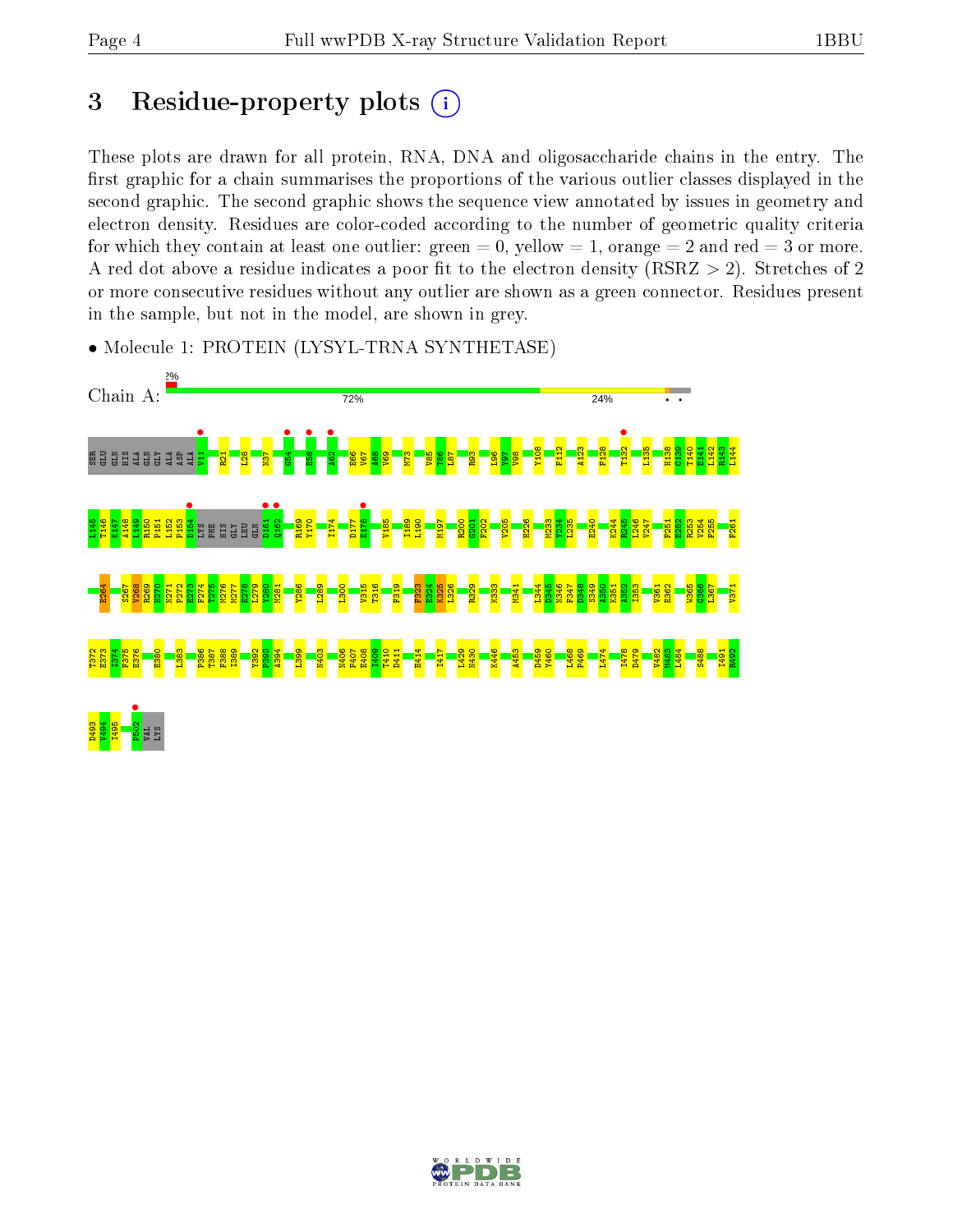# 3 Residue-property plots

These plots are drawn for all protein, RNA, DNA and oligosaccharide chains in the entry. The first graphic for a chain summarises the proportions of the various outlier classes displayed in the second graphic. The second graphic shows the sequence view annotated by issues in geometry and electron density. Residues are color-coded according to the number of geometric quality criteria for which they contain at least one outlier: green = 0, yellow = 1, orange = 2 and red = 3 or more. A red dot above a residue indicates a poor fit to the electron density (RSRZ > 2). Stretches of 2 or more consecutive residues without any outlier are shown as a green connector. Residues present in the sample, but not in the model, are shown in grey.

- Molecule 1: PROTEIN (LYSYL-TRNA SYNTHETASE)

Chain A: 2% | 72% | 24%

SER GLU GLN HIS ALA GLN GLY ALA ASP ALA V11 R21 L28 N37 G54 E58 A62 E66 V67 A68 V69 M73 V85 T86 L87 R93 L96 V97 V98 Y108 F112 A123 F128 T132 L135 H138 C139 T140 E141 L142 R143 L144

L145 T146 K147 A148 L149 R150 P151 L152 P153 D154 LYS PHE HIS GLY LEU GLN D161 Q162 R169 Y170 I174 D177 E178 V185 I189 L190 M197 R200 G201 F202 V205 H226 M233 Y234 L235 E240 K244 N245 L246 V247 F251 E252 R253 V254 F255 F261

E264 S267 V268 R269 H270 N271 P272 E273 F274 T275 M276 M277 E278 L279 Y280 M281 Y286 L289 L300 V315 T316 F319 F323 E324 K325 L326 R329 K333 M341 L344 D345 N346 F347 D348 S349 A350 K351 A352 I353 V361 E362 W365 G366 L367 V371

T372 E373 I374 F375 E376 E380 L383 P386 T387 F388 I389 Y392 P393 A394 L399 N403 N406 P407 E408 I409 T410 D411 E414 I417 L429 N430 K446 A453 D459 V460 L468 P469 L474 I478 D479 V482 W483 L484 S488 I491 R492

D493 V494 I495 P502 VAL LYS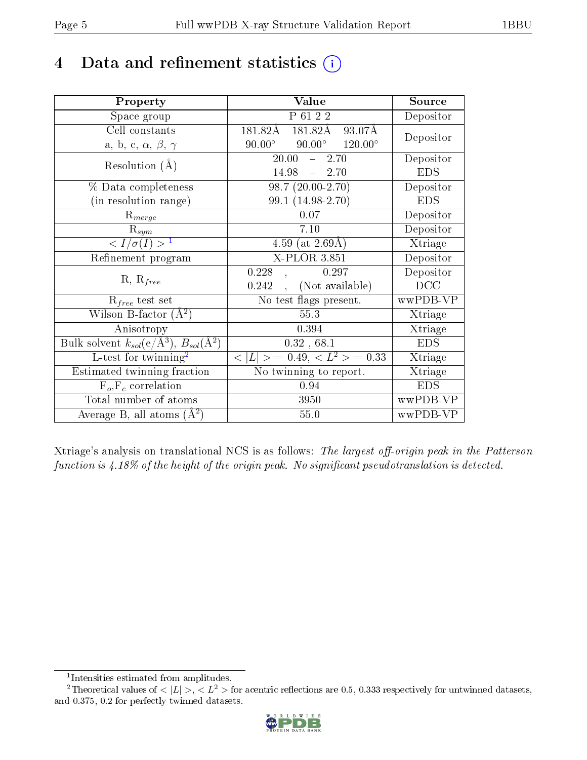# 4 Data and refinement statistics (i)

| Property | Value | Source |
|---|---|---|
| Space group | P 61 2 2 | Depositor |
| Cell constants<br>a, b, c, $\alpha$, $\beta$, $\gamma$ | 181.82Å 181.82Å 93.07Å<br>90.00° 90.00° 120.00° | Depositor |
| Resolution (Å) | 20.00 – 2.70<br>14.98 – 2.70 | Depositor<br>EDS |
| % Data completeness<br>(in resolution range) | 98.7 (20.00-2.70)<br>99.1 (14.98-2.70) | Depositor<br>EDS |
| $R_{merge}$ | 0.07 | Depositor |
| $R_{sym}$ | 7.10 | Depositor |
| $< I/\sigma(I) >$ [1] | 4.59 (at 2.69Å) | Xtriage |
| Refinement program | X-PLOR 3.851 | Depositor |
| R, $R_{free}$ | 0.228 , 0.297<br>0.242 , (Not available) | Depositor<br>DCC |
| $R_{free}$ test set | No test flags present. | wwPDB-VP |
| Wilson B-factor (Å$^2$) | 55.3 | Xtriage |
| Anisotropy | 0.394 | Xtriage |
| Bulk solvent $k_{sol}$(e/Å$^3$), $B_{sol}$(Å$^2$) | 0.32 , 68.1 | EDS |
| L-test for twinning[2] | $< \|L\| >$ = 0.49, $< L^2 >$ = 0.33 | Xtriage |
| Estimated twinning fraction | No twinning to report. | Xtriage |
| $F_o$,$F_c$ correlation | 0.94 | EDS |
| Total number of atoms | 3950 | wwPDB-VP |
| Average B, all atoms (Å$^2$) | 55.0 | wwPDB-VP |

Xtriage's analysis on translational NCS is as follows: *The largest off-origin peak in the Patterson function is 4.18% of the height of the origin peak. No significant pseudotranslation is detected.*

[1] Intensities estimated from amplitudes.

[2] Theoretical values of $< |L| >$, $< L^2 >$ for acentric reflections are 0.5, 0.333 respectively for untwinned datasets, and 0.375, 0.2 for perfectly twinned datasets.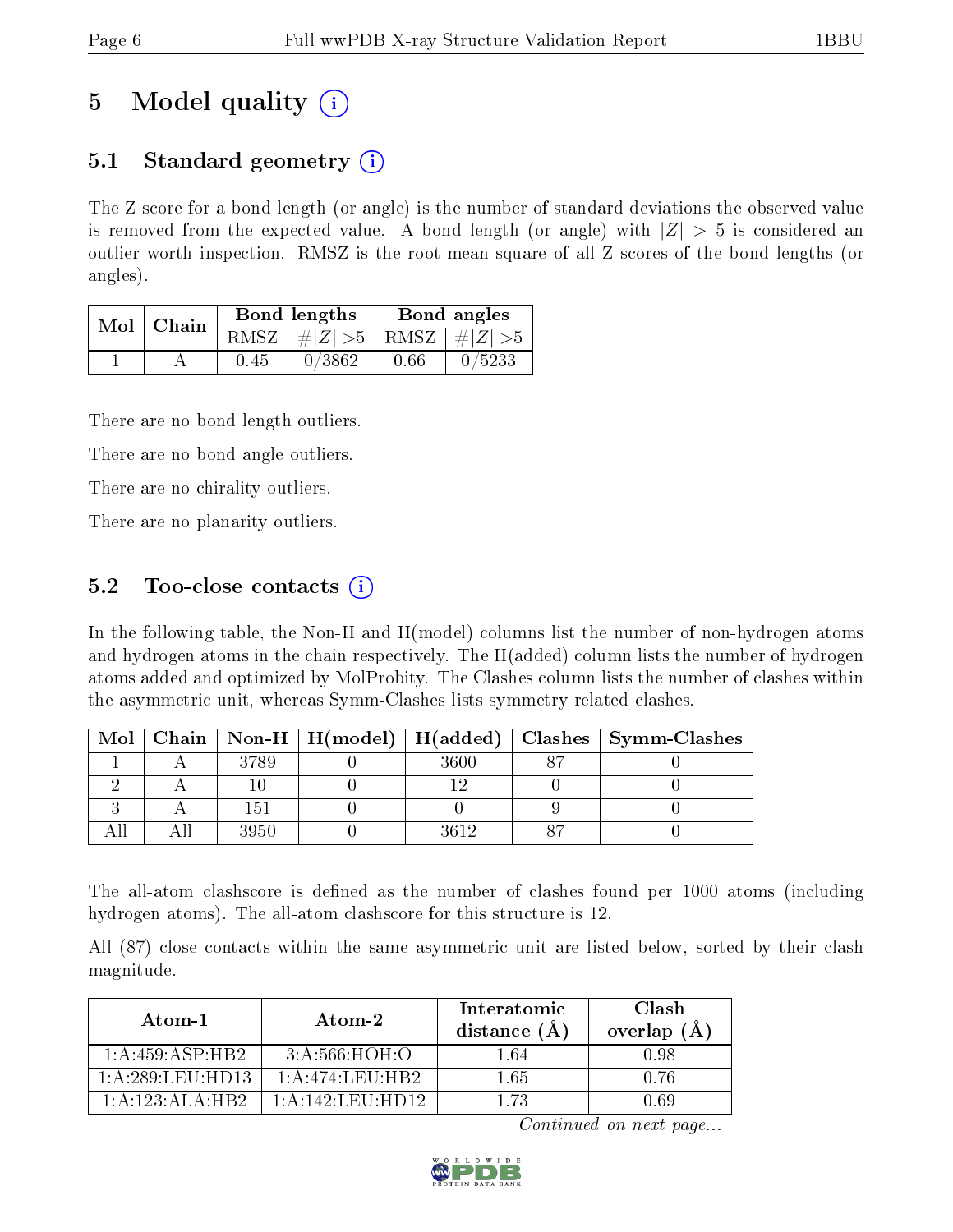# 5 Model quality (i)

## 5.1 Standard geometry (i)

The Z score for a bond length (or angle) is the number of standard deviations the observed value is removed from the expected value. A bond length (or angle) with $|Z| > 5$ is considered an outlier worth inspection. RMSZ is the root-mean-square of all Z scores of the bond lengths (or angles).

| Mol | Chain | Bond lengths | | Bond angles | |
|---|---|---|---|---|---|
| | | RMSZ | $\#|Z| > 5$ | RMSZ | $\#|Z| > 5$ |
| 1 | A | 0.45 | 0/3862 | 0.66 | 0/5233 |

There are no bond length outliers.

There are no bond angle outliers.

There are no chirality outliers.

There are no planarity outliers.

## 5.2 Too-close contacts (i)

In the following table, the Non-H and H(model) columns list the number of non-hydrogen atoms and hydrogen atoms in the chain respectively. The H(added) column lists the number of hydrogen atoms added and optimized by MolProbity. The Clashes column lists the number of clashes within the asymmetric unit, whereas Symm-Clashes lists symmetry related clashes.

| Mol | Chain | Non-H | H(model) | H(added) | Clashes | Symm-Clashes |
|---|---|---|---|---|---|---|
| 1 | A | 3789 | 0 | 3600 | 87 | 0 |
| 2 | A | 10 | 0 | 12 | 0 | 0 |
| 3 | A | 151 | 0 | 0 | 9 | 0 |
| All | All | 3950 | 0 | 3612 | 87 | 0 |

The all-atom clashscore is defined as the number of clashes found per 1000 atoms (including hydrogen atoms). The all-atom clashscore for this structure is 12.

All (87) close contacts within the same asymmetric unit are listed below, sorted by their clash magnitude.

| Atom-1 | Atom-2 | Interatomic distance (Å) | Clash overlap (Å) |
|---|---|---|---|
| 1:A:459:ASP:HB2 | 3:A:566:HOH:O | 1.64 | 0.98 |
| 1:A:289:LEU:HD13 | 1:A:474:LEU:HB2 | 1.65 | 0.76 |
| 1:A:123:ALA:HB2 | 1:A:142:LEU:HD12 | 1.73 | 0.69 |

*Continued on next page...*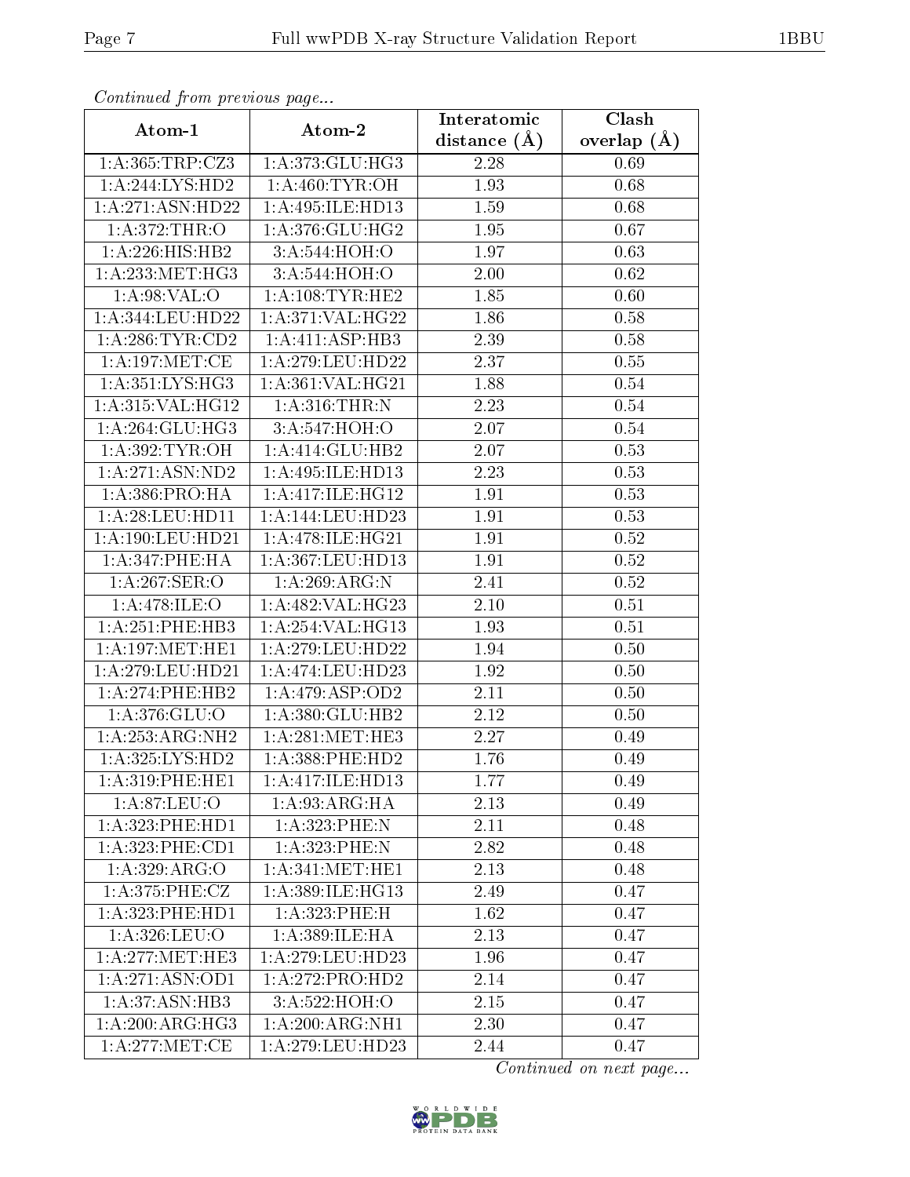*Continued from previous page...*

| Atom-1 | Atom-2 | Interatomic distance (Å) | Clash overlap (Å) |
| --- | --- | --- | --- |
| 1:A:365:TRP:CZ3 | 1:A:373:GLU:HG3 | 2.28 | 0.69 |
| 1:A:244:LYS:HD2 | 1:A:460:TYR:OH | 1.93 | 0.68 |
| 1:A:271:ASN:HD22 | 1:A:495:ILE:HD13 | 1.59 | 0.68 |
| 1:A:372:THR:O | 1:A:376:GLU:HG2 | 1.95 | 0.67 |
| 1:A:226:HIS:HB2 | 3:A:544:HOH:O | 1.97 | 0.63 |
| 1:A:233:MET:HG3 | 3:A:544:HOH:O | 2.00 | 0.62 |
| 1:A:98:VAL:O | 1:A:108:TYR:HE2 | 1.85 | 0.60 |
| 1:A:344:LEU:HD22 | 1:A:371:VAL:HG22 | 1.86 | 0.58 |
| 1:A:286:TYR:CD2 | 1:A:411:ASP:HB3 | 2.39 | 0.58 |
| 1:A:197:MET:CE | 1:A:279:LEU:HD22 | 2.37 | 0.55 |
| 1:A:351:LYS:HG3 | 1:A:361:VAL:HG21 | 1.88 | 0.54 |
| 1:A:315:VAL:HG12 | 1:A:316:THR:N | 2.23 | 0.54 |
| 1:A:264:GLU:HG3 | 3:A:547:HOH:O | 2.07 | 0.54 |
| 1:A:392:TYR:OH | 1:A:414:GLU:HB2 | 2.07 | 0.53 |
| 1:A:271:ASN:ND2 | 1:A:495:ILE:HD13 | 2.23 | 0.53 |
| 1:A:386:PRO:HA | 1:A:417:ILE:HG12 | 1.91 | 0.53 |
| 1:A:28:LEU:HD11 | 1:A:144:LEU:HD23 | 1.91 | 0.53 |
| 1:A:190:LEU:HD21 | 1:A:478:ILE:HG21 | 1.91 | 0.52 |
| 1:A:347:PHE:HA | 1:A:367:LEU:HD13 | 1.91 | 0.52 |
| 1:A:267:SER:O | 1:A:269:ARG:N | 2.41 | 0.52 |
| 1:A:478:ILE:O | 1:A:482:VAL:HG23 | 2.10 | 0.51 |
| 1:A:251:PHE:HB3 | 1:A:254:VAL:HG13 | 1.93 | 0.51 |
| 1:A:197:MET:HE1 | 1:A:279:LEU:HD22 | 1.94 | 0.50 |
| 1:A:279:LEU:HD21 | 1:A:474:LEU:HD23 | 1.92 | 0.50 |
| 1:A:274:PHE:HB2 | 1:A:479:ASP:OD2 | 2.11 | 0.50 |
| 1:A:376:GLU:O | 1:A:380:GLU:HB2 | 2.12 | 0.50 |
| 1:A:253:ARG:NH2 | 1:A:281:MET:HE3 | 2.27 | 0.49 |
| 1:A:325:LYS:HD2 | 1:A:388:PHE:HD2 | 1.76 | 0.49 |
| 1:A:319:PHE:HE1 | 1:A:417:ILE:HD13 | 1.77 | 0.49 |
| 1:A:87:LEU:O | 1:A:93:ARG:HA | 2.13 | 0.49 |
| 1:A:323:PHE:HD1 | 1:A:323:PHE:N | 2.11 | 0.48 |
| 1:A:323:PHE:CD1 | 1:A:323:PHE:N | 2.82 | 0.48 |
| 1:A:329:ARG:O | 1:A:341:MET:HE1 | 2.13 | 0.48 |
| 1:A:375:PHE:CZ | 1:A:389:ILE:HG13 | 2.49 | 0.47 |
| 1:A:323:PHE:HD1 | 1:A:323:PHE:H | 1.62 | 0.47 |
| 1:A:326:LEU:O | 1:A:389:ILE:HA | 2.13 | 0.47 |
| 1:A:277:MET:HE3 | 1:A:279:LEU:HD23 | 1.96 | 0.47 |
| 1:A:271:ASN:OD1 | 1:A:272:PRO:HD2 | 2.14 | 0.47 |
| 1:A:37:ASN:HB3 | 3:A:522:HOH:O | 2.15 | 0.47 |
| 1:A:200:ARG:HG3 | 1:A:200:ARG:NH1 | 2.30 | 0.47 |
| 1:A:277:MET:CE | 1:A:279:LEU:HD23 | 2.44 | 0.47 |

*Continued on next page...*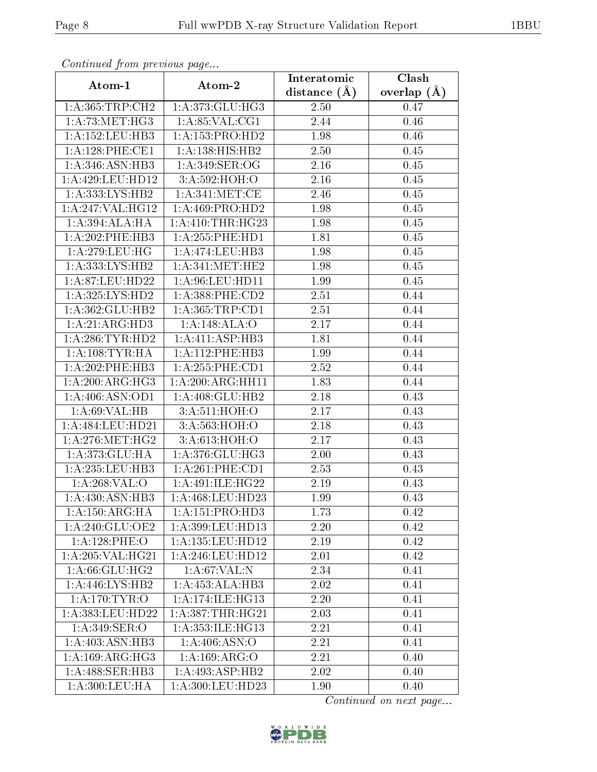*Continued from previous page...*

| Atom-1 | Atom-2 | Interatomic distance (Å) | Clash overlap (Å) |
|---|---|---|---|
| 1:A:365:TRP:CH2 | 1:A:373:GLU:HG3 | 2.50 | 0.47 |
| 1:A:73:MET:HG3 | 1:A:85:VAL:CG1 | 2.44 | 0.46 |
| 1:A:152:LEU:HB3 | 1:A:153:PRO:HD2 | 1.98 | 0.46 |
| 1:A:128:PHE:CE1 | 1:A:138:HIS:HB2 | 2.50 | 0.45 |
| 1:A:346:ASN:HB3 | 1:A:349:SER:OG | 2.16 | 0.45 |
| 1:A:429:LEU:HD12 | 3:A:592:HOH:O | 2.16 | 0.45 |
| 1:A:333:LYS:HB2 | 1:A:341:MET:CE | 2.46 | 0.45 |
| 1:A:247:VAL:HG12 | 1:A:469:PRO:HD2 | 1.98 | 0.45 |
| 1:A:394:ALA:HA | 1:A:410:THR:HG23 | 1.98 | 0.45 |
| 1:A:202:PHE:HB3 | 1:A:255:PHE:HD1 | 1.81 | 0.45 |
| 1:A:279:LEU:HG | 1:A:474:LEU:HB3 | 1.98 | 0.45 |
| 1:A:333:LYS:HB2 | 1:A:341:MET:HE2 | 1.98 | 0.45 |
| 1:A:87:LEU:HD22 | 1:A:96:LEU:HD11 | 1.99 | 0.45 |
| 1:A:325:LYS:HD2 | 1:A:388:PHE:CD2 | 2.51 | 0.44 |
| 1:A:362:GLU:HB2 | 1:A:365:TRP:CD1 | 2.51 | 0.44 |
| 1:A:21:ARG:HD3 | 1:A:148:ALA:O | 2.17 | 0.44 |
| 1:A:286:TYR:HD2 | 1:A:411:ASP:HB3 | 1.81 | 0.44 |
| 1:A:108:TYR:HA | 1:A:112:PHE:HB3 | 1.99 | 0.44 |
| 1:A:202:PHE:HB3 | 1:A:255:PHE:CD1 | 2.52 | 0.44 |
| 1:A:200:ARG:HG3 | 1:A:200:ARG:HH11 | 1.83 | 0.44 |
| 1:A:406:ASN:OD1 | 1:A:408:GLU:HB2 | 2.18 | 0.43 |
| 1:A:69:VAL:HB | 3:A:511:HOH:O | 2.17 | 0.43 |
| 1:A:484:LEU:HD21 | 3:A:563:HOH:O | 2.18 | 0.43 |
| 1:A:276:MET:HG2 | 3:A:613:HOH:O | 2.17 | 0.43 |
| 1:A:373:GLU:HA | 1:A:376:GLU:HG3 | 2.00 | 0.43 |
| 1:A:235:LEU:HB3 | 1:A:261:PHE:CD1 | 2.53 | 0.43 |
| 1:A:268:VAL:O | 1:A:491:ILE:HG22 | 2.19 | 0.43 |
| 1:A:430:ASN:HB3 | 1:A:468:LEU:HD23 | 1.99 | 0.43 |
| 1:A:150:ARG:HA | 1:A:151:PRO:HD3 | 1.73 | 0.42 |
| 1:A:240:GLU:OE2 | 1:A:399:LEU:HD13 | 2.20 | 0.42 |
| 1:A:128:PHE:O | 1:A:135:LEU:HD12 | 2.19 | 0.42 |
| 1:A:205:VAL:HG21 | 1:A:246:LEU:HD12 | 2.01 | 0.42 |
| 1:A:66:GLU:HG2 | 1:A:67:VAL:N | 2.34 | 0.41 |
| 1:A:446:LYS:HB2 | 1:A:453:ALA:HB3 | 2.02 | 0.41 |
| 1:A:170:TYR:O | 1:A:174:ILE:HG13 | 2.20 | 0.41 |
| 1:A:383:LEU:HD22 | 1:A:387:THR:HG21 | 2.03 | 0.41 |
| 1:A:349:SER:O | 1:A:353:ILE:HG13 | 2.21 | 0.41 |
| 1:A:403:ASN:HB3 | 1:A:406:ASN:O | 2.21 | 0.41 |
| 1:A:169:ARG:HG3 | 1:A:169:ARG:O | 2.21 | 0.40 |
| 1:A:488:SER:HB3 | 1:A:493:ASP:HB2 | 2.02 | 0.40 |
| 1:A:300:LEU:HA | 1:A:300:LEU:HD23 | 1.90 | 0.40 |

*Continued on next page...*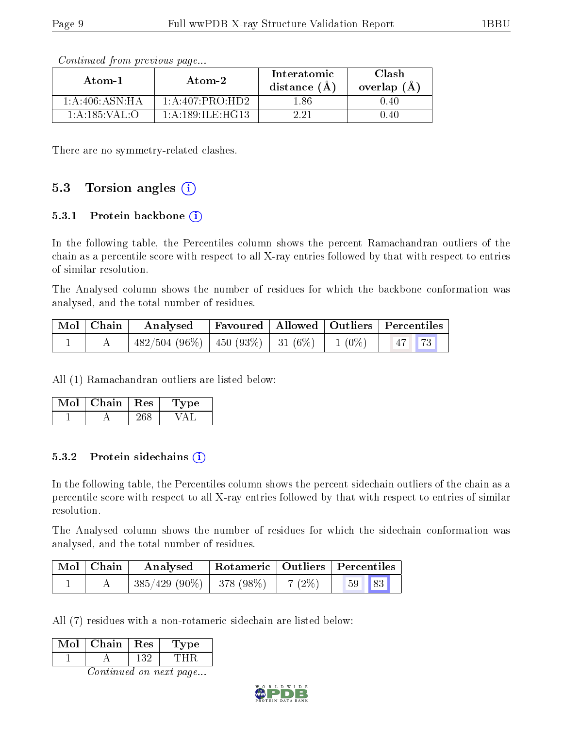*Continued from previous page...*

| Atom-1 | Atom-2 | Interatomic distance (Å) | Clash overlap (Å) |
|---|---|---|---|
| 1:A:406:ASN:HA | 1:A:407:PRO:HD2 | 1.86 | 0.40 |
| 1:A:185:VAL:O | 1:A:189:ILE:HG13 | 2.21 | 0.40 |

There are no symmetry-related clashes.

## 5.3 Torsion angles

### 5.3.1 Protein backbone

In the following table, the Percentiles column shows the percent Ramachandran outliers of the chain as a percentile score with respect to all X-ray entries followed by that with respect to entries of similar resolution.

The Analysed column shows the number of residues for which the backbone conformation was analysed, and the total number of residues.

| Mol | Chain | Analysed | Favoured | Allowed | Outliers | Percentiles | |
|---|---|---|---|---|---|---|---|
| 1 | A | 482/504 (96%) | 450 (93%) | 31 (6%) | 1 (0%) | 47 | 73 |

All (1) Ramachandran outliers are listed below:

| Mol | Chain | Res | Type |
|---|---|---|---|
| 1 | A | 268 | VAL |

### 5.3.2 Protein sidechains

In the following table, the Percentiles column shows the percent sidechain outliers of the chain as a percentile score with respect to all X-ray entries followed by that with respect to entries of similar resolution.

The Analysed column shows the number of residues for which the sidechain conformation was analysed, and the total number of residues.

| Mol | Chain | Analysed | Rotameric | Outliers | Percentiles | |
|---|---|---|---|---|---|---|
| 1 | A | 385/429 (90%) | 378 (98%) | 7 (2%) | 59 | 83 |

All (7) residues with a non-rotameric sidechain are listed below:

| Mol | Chain | Res | Type |
|---|---|---|---|
| 1 | A | 132 | THR |

*Continued on next page...*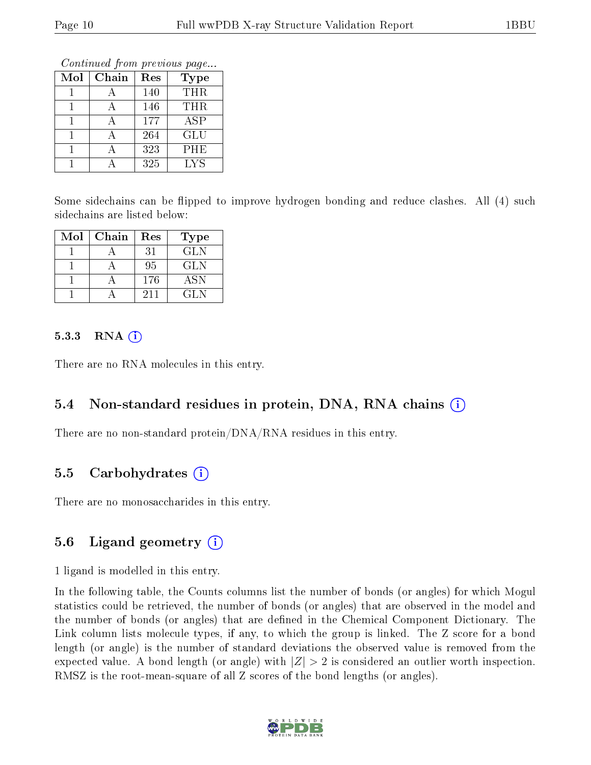*Continued from previous page...*

| Mol | Chain | Res | Type |
|---|---|---|---|
| 1 | A | 140 | THR |
| 1 | A | 146 | THR |
| 1 | A | 177 | ASP |
| 1 | A | 264 | GLU |
| 1 | A | 323 | PHE |
| 1 | A | 325 | LYS |

Some sidechains can be flipped to improve hydrogen bonding and reduce clashes. All (4) such sidechains are listed below:

| Mol | Chain | Res | Type |
|---|---|---|---|
| 1 | A | 31 | GLN |
| 1 | A | 95 | GLN |
| 1 | A | 176 | ASN |
| 1 | A | 211 | GLN |

#### 5.3.3 RNA (i)

There are no RNA molecules in this entry.

### 5.4 Non-standard residues in protein, DNA, RNA chains (i)

There are no non-standard protein/DNA/RNA residues in this entry.

### 5.5 Carbohydrates (i)

There are no monosaccharides in this entry.

### 5.6 Ligand geometry (i)

1 ligand is modelled in this entry.

In the following table, the Counts columns list the number of bonds (or angles) for which Mogul statistics could be retrieved, the number of bonds (or angles) that are observed in the model and the number of bonds (or angles) that are defined in the Chemical Component Dictionary. The Link column lists molecule types, if any, to which the group is linked. The Z score for a bond length (or angle) is the number of standard deviations the observed value is removed from the expected value. A bond length (or angle) with $|Z| > 2$ is considered an outlier worth inspection. RMSZ is the root-mean-square of all Z scores of the bond lengths (or angles).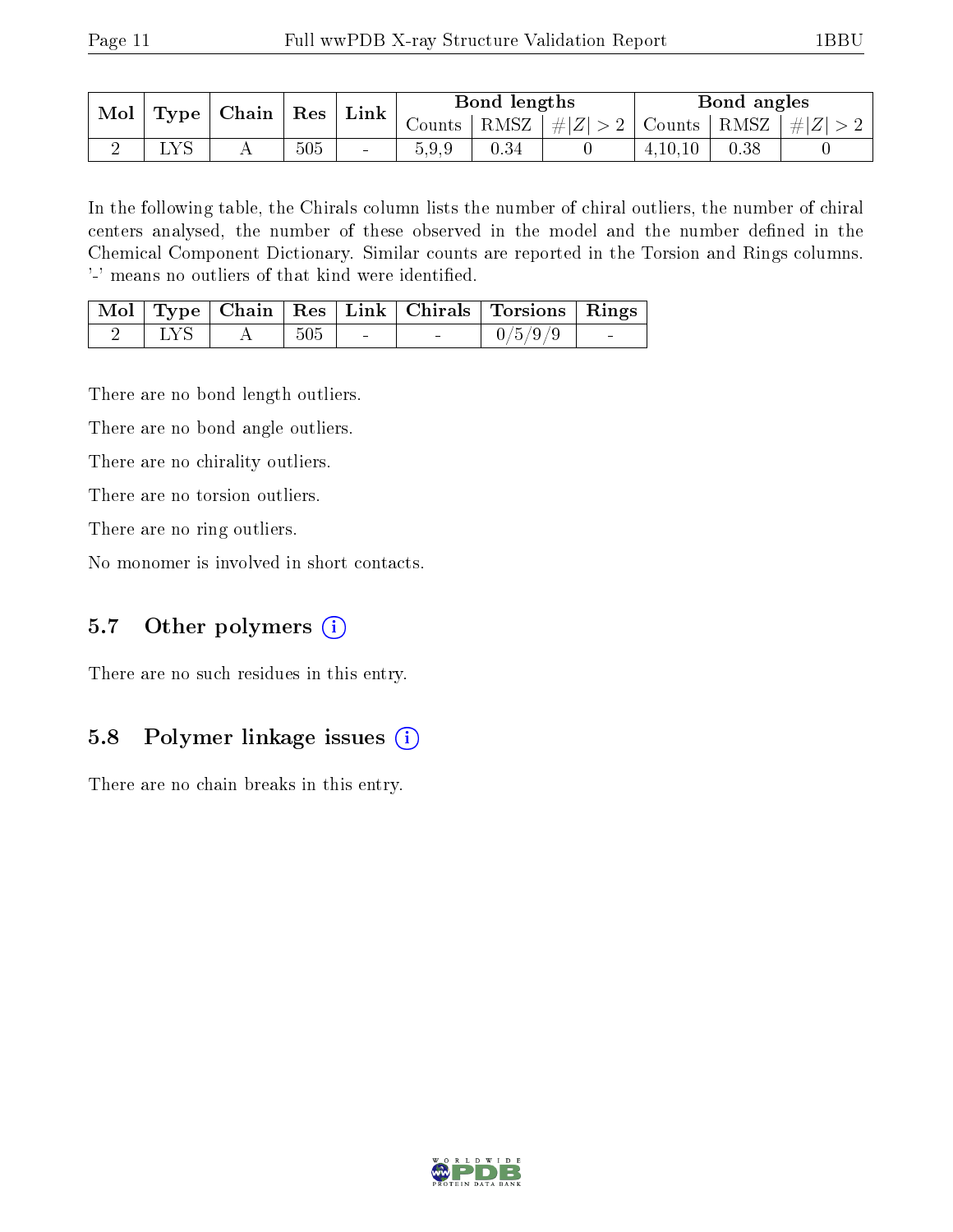| Mol | Type | Chain | Res | Link | Bond lengths | | | Bond angles | | |
|---|---|---|---|---|---|---|---|---|---|---|
| | | | | | Counts | RMSZ | $\#\|Z\|>2$ | Counts | RMSZ | $\#\|Z\|>2$ |
| 2 | LYS | A | 505 | - | 5,9,9 | 0.34 | 0 | 4,10,10 | 0.38 | 0 |

In the following table, the Chirals column lists the number of chiral outliers, the number of chiral centers analysed, the number of these observed in the model and the number defined in the Chemical Component Dictionary. Similar counts are reported in the Torsion and Rings columns. '-' means no outliers of that kind were identified.

| Mol | Type | Chain | Res | Link | Chirals | Torsions | Rings |
|---|---|---|---|---|---|---|---|
| 2 | LYS | A | 505 | - | - | 0/5/9/9 | - |

There are no bond length outliers.

There are no bond angle outliers.

There are no chirality outliers.

There are no torsion outliers.

There are no ring outliers.

No monomer is involved in short contacts.

### 5.7 Other polymers

There are no such residues in this entry.

### 5.8 Polymer linkage issues

There are no chain breaks in this entry.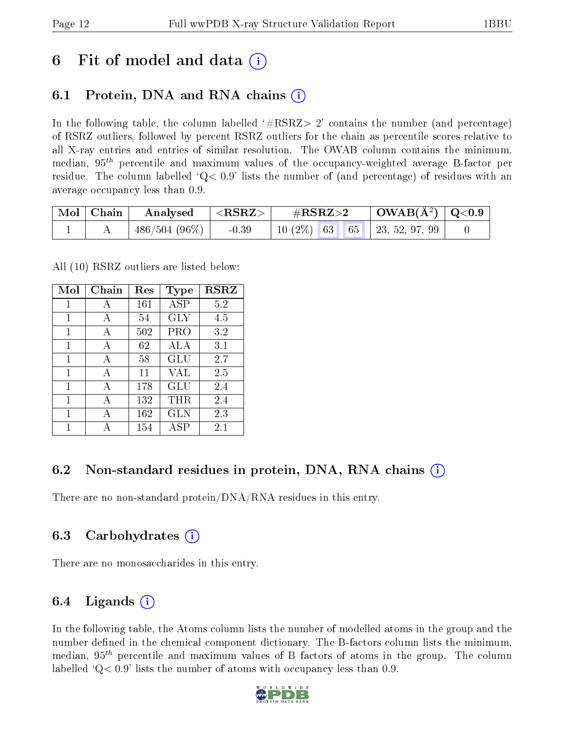# 6 Fit of model and data (i)

## 6.1 Protein, DNA and RNA chains (i)

In the following table, the column labelled '#RSRZ> 2' contains the number (and percentage) of RSRZ outliers, followed by percent RSRZ outliers for the chain as percentile scores relative to all X-ray entries and entries of similar resolution. The OWAB column contains the minimum, median, $95^{th}$ percentile and maximum values of the occupancy-weighted average B-factor per residue. The column labelled 'Q< 0.9' lists the number of (and percentage) of residues with an average occupancy less than 0.9.

| Mol | Chain | Analysed | <RSRZ> | #RSRZ>2 | | | OWAB(Å$^2$) | Q<0.9 |
|---|---|---|---|---|---|---|---|---|
| 1 | A | 486/504 (96%) | -0.39 | 10 (2%) | 63 | 65 | 23, 52, 97, 99 | 0 |

All (10) RSRZ outliers are listed below:

| Mol | Chain | Res | Type | RSRZ |
|---|---|---|---|---|
| 1 | A | 161 | ASP | 5.2 |
| 1 | A | 54 | GLY | 4.5 |
| 1 | A | 502 | PRO | 3.2 |
| 1 | A | 62 | ALA | 3.1 |
| 1 | A | 58 | GLU | 2.7 |
| 1 | A | 11 | VAL | 2.5 |
| 1 | A | 178 | GLU | 2.4 |
| 1 | A | 132 | THR | 2.4 |
| 1 | A | 162 | GLN | 2.3 |
| 1 | A | 154 | ASP | 2.1 |

## 6.2 Non-standard residues in protein, DNA, RNA chains (i)

There are no non-standard protein/DNA/RNA residues in this entry.

## 6.3 Carbohydrates (i)

There are no monosaccharides in this entry.

## 6.4 Ligands (i)

In the following table, the Atoms column lists the number of modelled atoms in the group and the number defined in the chemical component dictionary. The B-factors column lists the minimum, median, $95^{th}$ percentile and maximum values of B factors of atoms in the group. The column labelled 'Q< 0.9' lists the number of atoms with occupancy less than 0.9.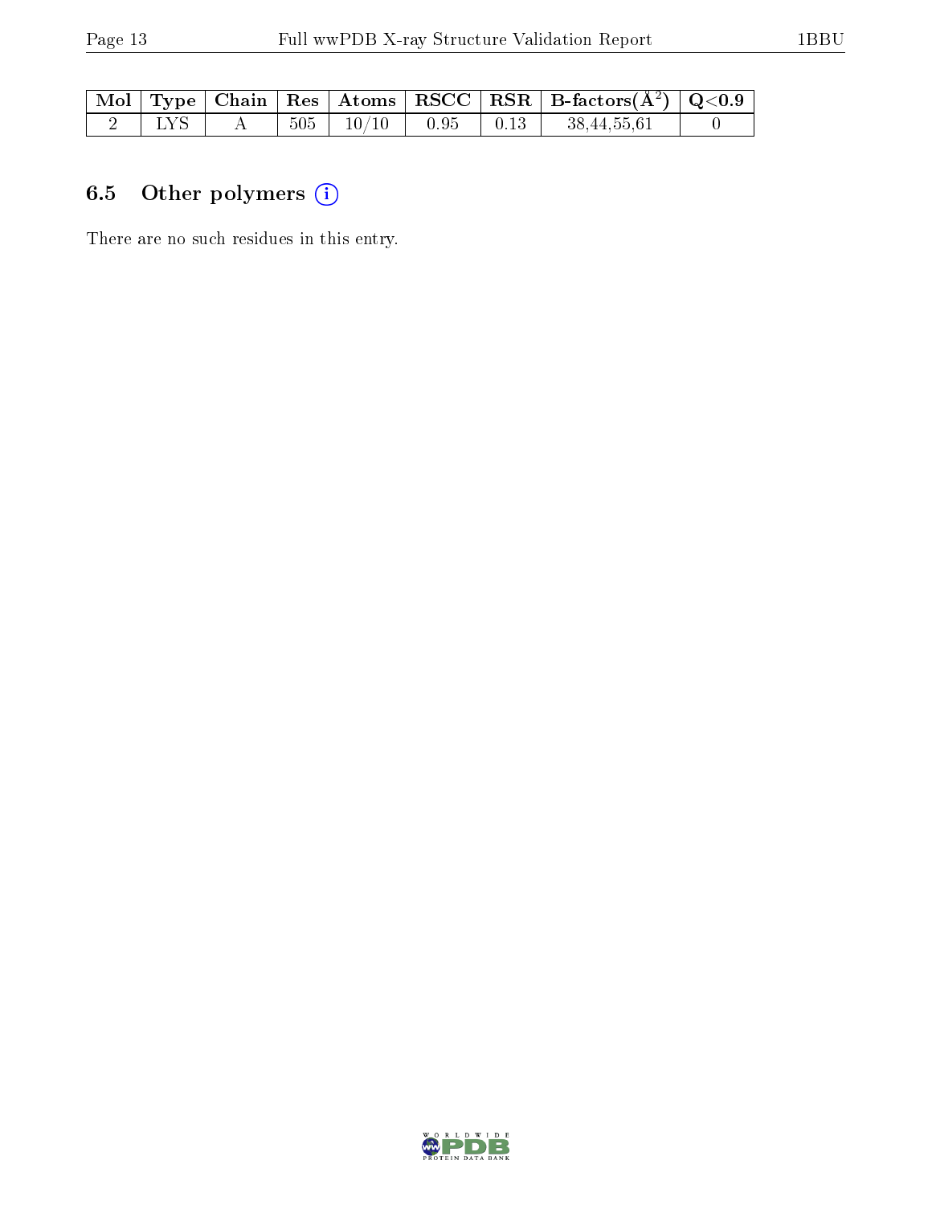| Mol | Type | Chain | Res | Atoms | RSCC | RSR | B-factors($Å^2$) | Q<0.9 |
|---|---|---|---|---|---|---|---|---|
| 2 | LYS | A | 505 | 10/10 | 0.95 | 0.13 | 38,44,55,61 | 0 |

## 6.5 Other polymers

There are no such residues in this entry.